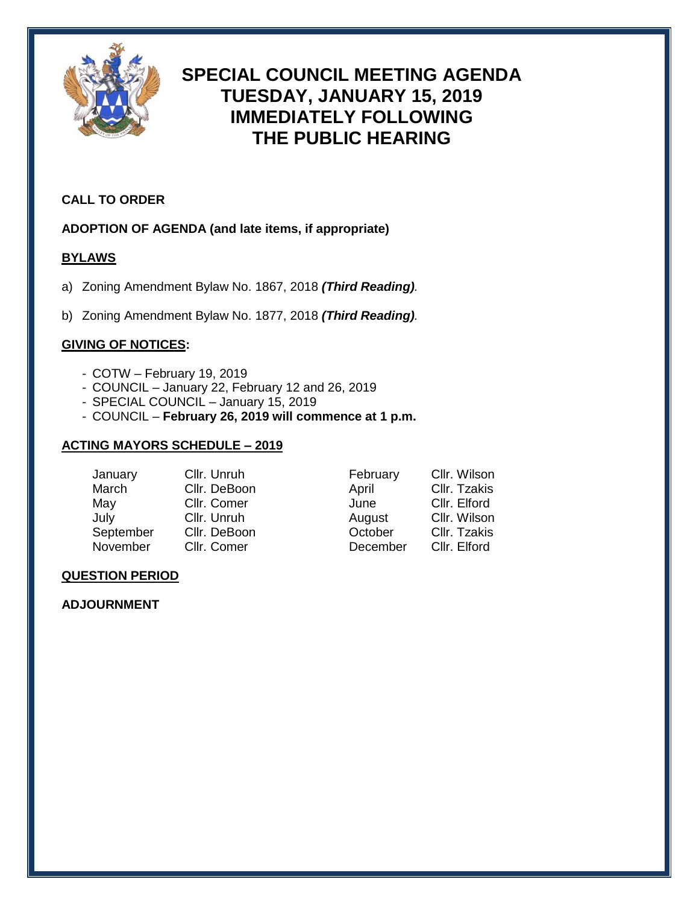# SPECIAL COUNCIL MEETING AGENDA
# TUESDAY, JANUARY 15, 2019
# IMMEDIATELY FOLLOWING
# THE PUBLIC HEARING

**CALL TO ORDER**

**ADOPTION OF AGENDA (and late items, if appropriate)**

**BYLAWS**

a) Zoning Amendment Bylaw No. 1867, 2018 ***(Third Reading)***.

b) Zoning Amendment Bylaw No. 1877, 2018 ***(Third Reading)***.

**GIVING OF NOTICES:**

- COTW – February 19, 2019
- COUNCIL – January 22, February 12 and 26, 2019
- SPECIAL COUNCIL – January 15, 2019
- COUNCIL – **February 26, 2019 will commence at 1 p.m.**

**ACTING MAYORS SCHEDULE – 2019**

| | | | |
|---|---|---|---|
| January | Cllr. Unruh | February | Cllr. Wilson |
| March | Cllr. DeBoon | April | Cllr. Tzakis |
| May | Cllr. Comer | June | Cllr. Elford |
| July | Cllr. Unruh | August | Cllr. Wilson |
| September | Cllr. DeBoon | October | Cllr. Tzakis |
| November | Cllr. Comer | December | Cllr. Elford |

**QUESTION PERIOD**

**ADJOURNMENT**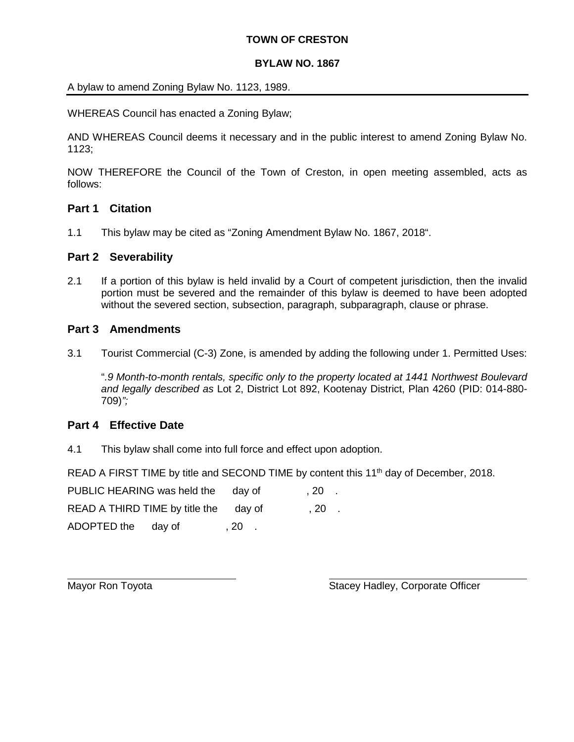**TOWN OF CRESTON**

**BYLAW NO. 1867**

A bylaw to amend Zoning Bylaw No. 1123, 1989.

---

WHEREAS Council has enacted a Zoning Bylaw;

AND WHEREAS Council deems it necessary and in the public interest to amend Zoning Bylaw No. 1123;

NOW THEREFORE the Council of the Town of Creston, in open meeting assembled, acts as follows:

## Part 1 Citation

1.1 This bylaw may be cited as "Zoning Amendment Bylaw No. 1867, 2018".

## Part 2 Severability

2.1 If a portion of this bylaw is held invalid by a Court of competent jurisdiction, then the invalid portion must be severed and the remainder of this bylaw is deemed to have been adopted without the severed section, subsection, paragraph, subparagraph, clause or phrase.

## Part 3 Amendments

3.1 Tourist Commercial (C-3) Zone, is amended by adding the following under 1. Permitted Uses:

"*.9 Month-to-month rentals, specific only to the property located at 1441 Northwest Boulevard and legally described as* Lot 2, District Lot 892, Kootenay District, Plan 4260 (PID: 014-880-709)*";*

## Part 4 Effective Date

4.1 This bylaw shall come into full force and effect upon adoption.

READ A FIRST TIME by title and SECOND TIME by content this 11th day of December, 2018.

PUBLIC HEARING was held the day of , 20 .

READ A THIRD TIME by title the day of , 20 .

ADOPTED the day of , 20 .

Mayor Ron Toyota

Stacey Hadley, Corporate Officer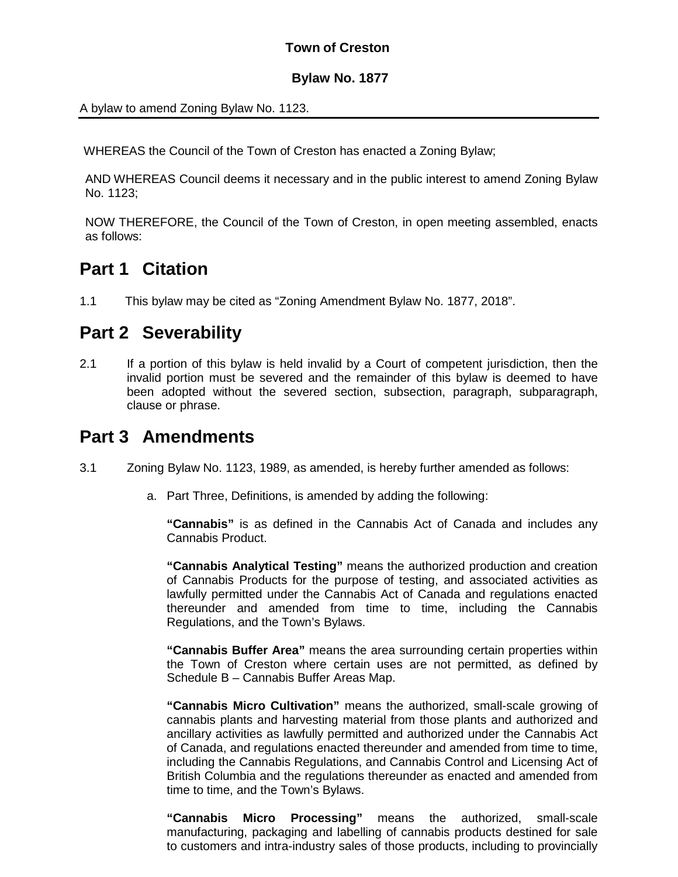**Town of Creston**

**Bylaw No. 1877**

A bylaw to amend Zoning Bylaw No. 1123.

WHEREAS the Council of the Town of Creston has enacted a Zoning Bylaw;

AND WHEREAS Council deems it necessary and in the public interest to amend Zoning Bylaw No. 1123;

NOW THEREFORE, the Council of the Town of Creston, in open meeting assembled, enacts as follows:

# Part 1 Citation

1.1 This bylaw may be cited as "Zoning Amendment Bylaw No. 1877, 2018".

# Part 2 Severability

2.1 If a portion of this bylaw is held invalid by a Court of competent jurisdiction, then the invalid portion must be severed and the remainder of this bylaw is deemed to have been adopted without the severed section, subsection, paragraph, subparagraph, clause or phrase.

# Part 3 Amendments

3.1 Zoning Bylaw No. 1123, 1989, as amended, is hereby further amended as follows:

a. Part Three, Definitions, is amended by adding the following:

**"Cannabis"** is as defined in the Cannabis Act of Canada and includes any Cannabis Product.

**"Cannabis Analytical Testing"** means the authorized production and creation of Cannabis Products for the purpose of testing, and associated activities as lawfully permitted under the Cannabis Act of Canada and regulations enacted thereunder and amended from time to time, including the Cannabis Regulations, and the Town's Bylaws.

**"Cannabis Buffer Area"** means the area surrounding certain properties within the Town of Creston where certain uses are not permitted, as defined by Schedule B – Cannabis Buffer Areas Map.

**"Cannabis Micro Cultivation"** means the authorized, small-scale growing of cannabis plants and harvesting material from those plants and authorized and ancillary activities as lawfully permitted and authorized under the Cannabis Act of Canada, and regulations enacted thereunder and amended from time to time, including the Cannabis Regulations, and Cannabis Control and Licensing Act of British Columbia and the regulations thereunder as enacted and amended from time to time, and the Town's Bylaws.

**"Cannabis Micro Processing"** means the authorized, small-scale manufacturing, packaging and labelling of cannabis products destined for sale to customers and intra-industry sales of those products, including to provincially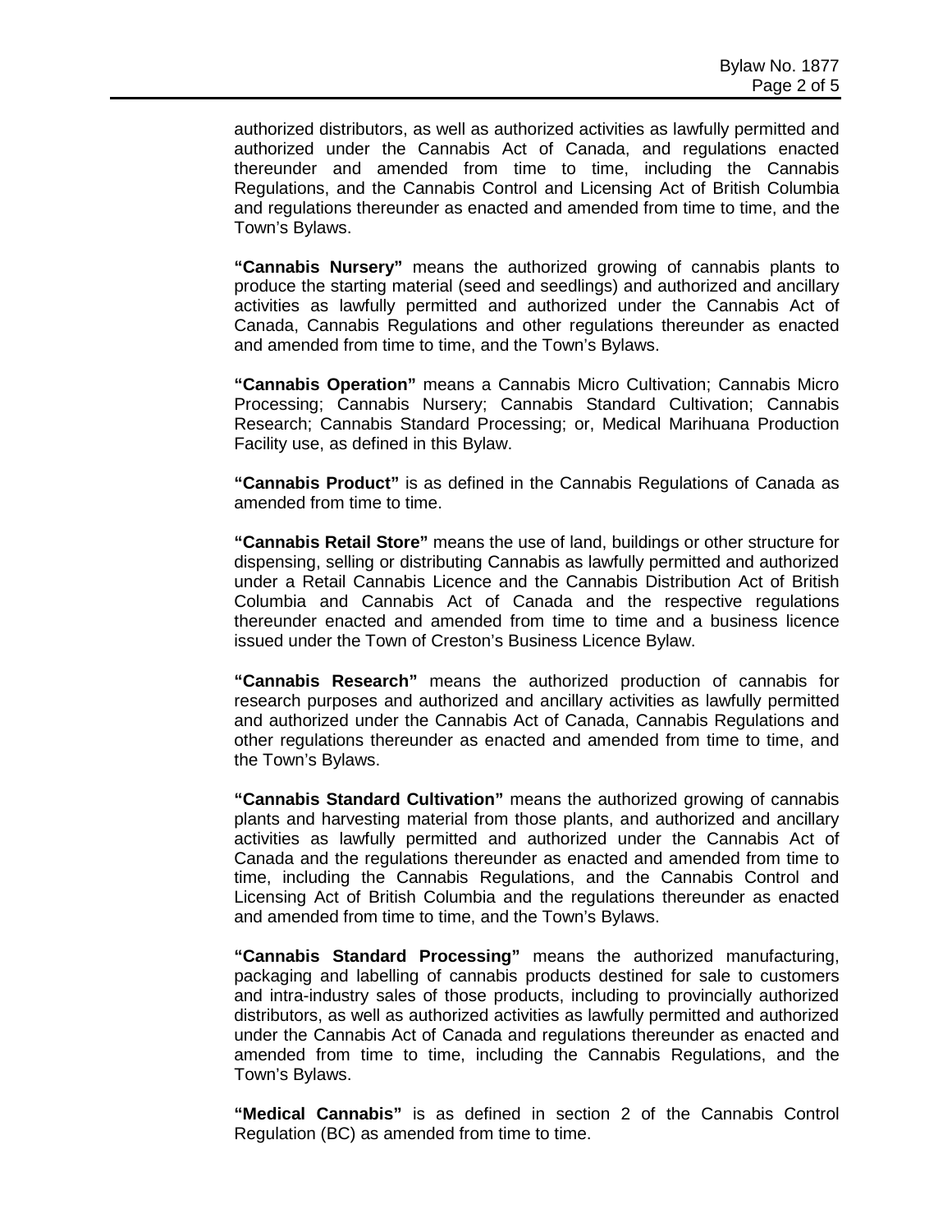authorized distributors, as well as authorized activities as lawfully permitted and authorized under the Cannabis Act of Canada, and regulations enacted thereunder and amended from time to time, including the Cannabis Regulations, and the Cannabis Control and Licensing Act of British Columbia and regulations thereunder as enacted and amended from time to time, and the Town's Bylaws.

**"Cannabis Nursery"** means the authorized growing of cannabis plants to produce the starting material (seed and seedlings) and authorized and ancillary activities as lawfully permitted and authorized under the Cannabis Act of Canada, Cannabis Regulations and other regulations thereunder as enacted and amended from time to time, and the Town's Bylaws.

**"Cannabis Operation"** means a Cannabis Micro Cultivation; Cannabis Micro Processing; Cannabis Nursery; Cannabis Standard Cultivation; Cannabis Research; Cannabis Standard Processing; or, Medical Marihuana Production Facility use, as defined in this Bylaw.

**"Cannabis Product"** is as defined in the Cannabis Regulations of Canada as amended from time to time.

**"Cannabis Retail Store"** means the use of land, buildings or other structure for dispensing, selling or distributing Cannabis as lawfully permitted and authorized under a Retail Cannabis Licence and the Cannabis Distribution Act of British Columbia and Cannabis Act of Canada and the respective regulations thereunder enacted and amended from time to time and a business licence issued under the Town of Creston's Business Licence Bylaw.

**"Cannabis Research"** means the authorized production of cannabis for research purposes and authorized and ancillary activities as lawfully permitted and authorized under the Cannabis Act of Canada, Cannabis Regulations and other regulations thereunder as enacted and amended from time to time, and the Town's Bylaws.

**"Cannabis Standard Cultivation"** means the authorized growing of cannabis plants and harvesting material from those plants, and authorized and ancillary activities as lawfully permitted and authorized under the Cannabis Act of Canada and the regulations thereunder as enacted and amended from time to time, including the Cannabis Regulations, and the Cannabis Control and Licensing Act of British Columbia and the regulations thereunder as enacted and amended from time to time, and the Town's Bylaws.

**"Cannabis Standard Processing"** means the authorized manufacturing, packaging and labelling of cannabis products destined for sale to customers and intra-industry sales of those products, including to provincially authorized distributors, as well as authorized activities as lawfully permitted and authorized under the Cannabis Act of Canada and regulations thereunder as enacted and amended from time to time, including the Cannabis Regulations, and the Town's Bylaws.

**"Medical Cannabis"** is as defined in section 2 of the Cannabis Control Regulation (BC) as amended from time to time.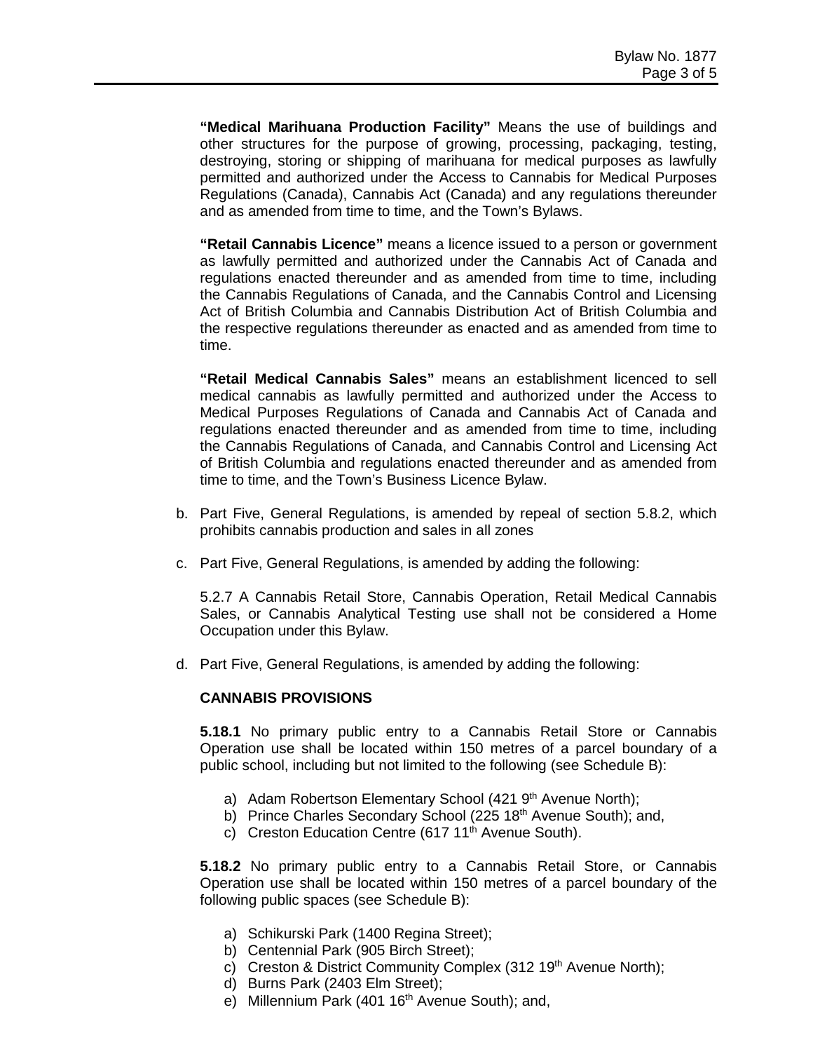**"Medical Marihuana Production Facility"** Means the use of buildings and other structures for the purpose of growing, processing, packaging, testing, destroying, storing or shipping of marihuana for medical purposes as lawfully permitted and authorized under the Access to Cannabis for Medical Purposes Regulations (Canada), Cannabis Act (Canada) and any regulations thereunder and as amended from time to time, and the Town's Bylaws.

**"Retail Cannabis Licence"** means a licence issued to a person or government as lawfully permitted and authorized under the Cannabis Act of Canada and regulations enacted thereunder and as amended from time to time, including the Cannabis Regulations of Canada, and the Cannabis Control and Licensing Act of British Columbia and Cannabis Distribution Act of British Columbia and the respective regulations thereunder as enacted and as amended from time to time.

**"Retail Medical Cannabis Sales"** means an establishment licenced to sell medical cannabis as lawfully permitted and authorized under the Access to Medical Purposes Regulations of Canada and Cannabis Act of Canada and regulations enacted thereunder and as amended from time to time, including the Cannabis Regulations of Canada, and Cannabis Control and Licensing Act of British Columbia and regulations enacted thereunder and as amended from time to time, and the Town's Business Licence Bylaw.

b. Part Five, General Regulations, is amended by repeal of section 5.8.2, which prohibits cannabis production and sales in all zones

c. Part Five, General Regulations, is amended by adding the following:

   5.2.7 A Cannabis Retail Store, Cannabis Operation, Retail Medical Cannabis Sales, or Cannabis Analytical Testing use shall not be considered a Home Occupation under this Bylaw.

d. Part Five, General Regulations, is amended by adding the following:

   **CANNABIS PROVISIONS**

   **5.18.1** No primary public entry to a Cannabis Retail Store or Cannabis Operation use shall be located within 150 metres of a parcel boundary of a public school, including but not limited to the following (see Schedule B):

   a) Adam Robertson Elementary School (421 9th Avenue North);
   b) Prince Charles Secondary School (225 18th Avenue South); and,
   c) Creston Education Centre (617 11th Avenue South).

   **5.18.2** No primary public entry to a Cannabis Retail Store, or Cannabis Operation use shall be located within 150 metres of a parcel boundary of the following public spaces (see Schedule B):

   a) Schikurski Park (1400 Regina Street);
   b) Centennial Park (905 Birch Street);
   c) Creston & District Community Complex (312 19th Avenue North);
   d) Burns Park (2403 Elm Street);
   e) Millennium Park (401 16th Avenue South); and,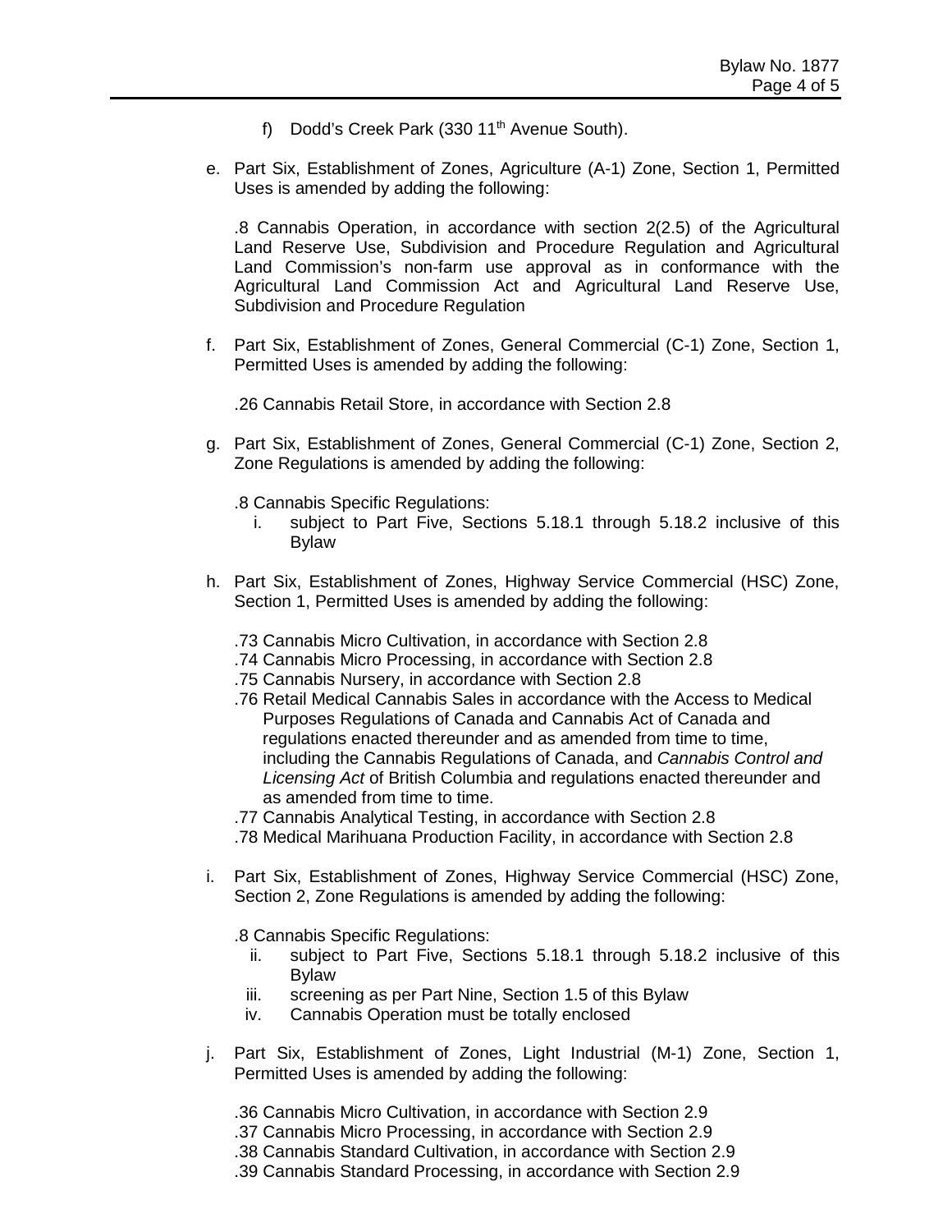f) Dodd's Creek Park (330 11th Avenue South).

e. Part Six, Establishment of Zones, Agriculture (A-1) Zone, Section 1, Permitted Uses is amended by adding the following:

   .8 Cannabis Operation, in accordance with section 2(2.5) of the Agricultural Land Reserve Use, Subdivision and Procedure Regulation and Agricultural Land Commission's non-farm use approval as in conformance with the Agricultural Land Commission Act and Agricultural Land Reserve Use, Subdivision and Procedure Regulation

f. Part Six, Establishment of Zones, General Commercial (C-1) Zone, Section 1, Permitted Uses is amended by adding the following:

   .26 Cannabis Retail Store, in accordance with Section 2.8

g. Part Six, Establishment of Zones, General Commercial (C-1) Zone, Section 2, Zone Regulations is amended by adding the following:

   .8 Cannabis Specific Regulations:
      i. subject to Part Five, Sections 5.18.1 through 5.18.2 inclusive of this Bylaw

h. Part Six, Establishment of Zones, Highway Service Commercial (HSC) Zone, Section 1, Permitted Uses is amended by adding the following:

   .73 Cannabis Micro Cultivation, in accordance with Section 2.8
   .74 Cannabis Micro Processing, in accordance with Section 2.8
   .75 Cannabis Nursery, in accordance with Section 2.8
   .76 Retail Medical Cannabis Sales in accordance with the Access to Medical Purposes Regulations of Canada and Cannabis Act of Canada and regulations enacted thereunder and as amended from time to time, including the Cannabis Regulations of Canada, and *Cannabis Control and Licensing Act* of British Columbia and regulations enacted thereunder and as amended from time to time.
   .77 Cannabis Analytical Testing, in accordance with Section 2.8
   .78 Medical Marihuana Production Facility, in accordance with Section 2.8

i. Part Six, Establishment of Zones, Highway Service Commercial (HSC) Zone, Section 2, Zone Regulations is amended by adding the following:

   .8 Cannabis Specific Regulations:
      ii. subject to Part Five, Sections 5.18.1 through 5.18.2 inclusive of this Bylaw
      iii. screening as per Part Nine, Section 1.5 of this Bylaw
      iv. Cannabis Operation must be totally enclosed

j. Part Six, Establishment of Zones, Light Industrial (M-1) Zone, Section 1, Permitted Uses is amended by adding the following:

   .36 Cannabis Micro Cultivation, in accordance with Section 2.9
   .37 Cannabis Micro Processing, in accordance with Section 2.9
   .38 Cannabis Standard Cultivation, in accordance with Section 2.9
   .39 Cannabis Standard Processing, in accordance with Section 2.9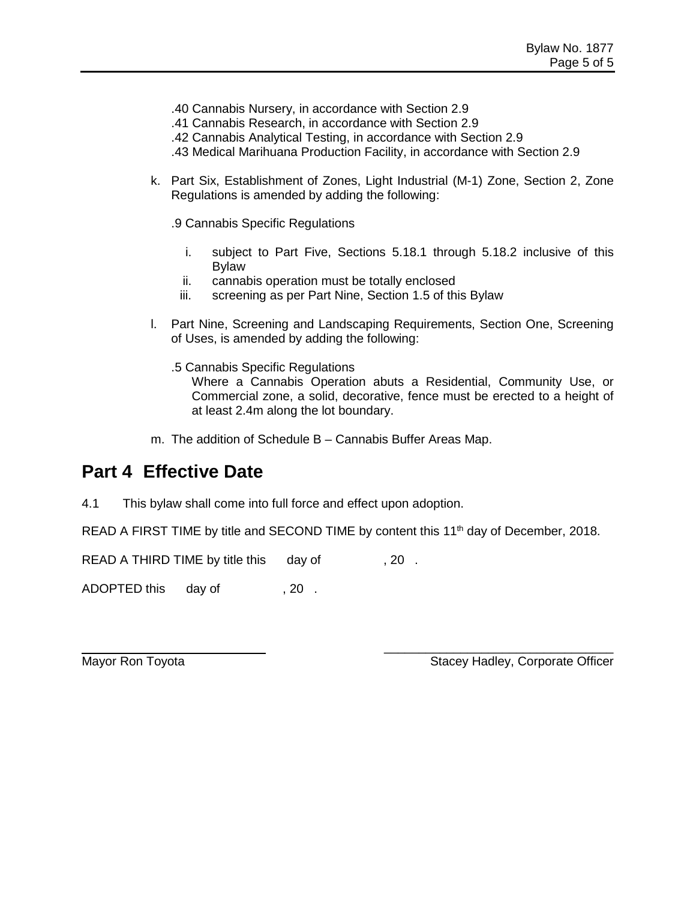.40 Cannabis Nursery, in accordance with Section 2.9
.41 Cannabis Research, in accordance with Section 2.9
.42 Cannabis Analytical Testing, in accordance with Section 2.9
.43 Medical Marihuana Production Facility, in accordance with Section 2.9

k. Part Six, Establishment of Zones, Light Industrial (M-1) Zone, Section 2, Zone Regulations is amended by adding the following:

   .9 Cannabis Specific Regulations

   i. subject to Part Five, Sections 5.18.1 through 5.18.2 inclusive of this Bylaw
   ii. cannabis operation must be totally enclosed
   iii. screening as per Part Nine, Section 1.5 of this Bylaw

l. Part Nine, Screening and Landscaping Requirements, Section One, Screening of Uses, is amended by adding the following:

   .5 Cannabis Specific Regulations
   Where a Cannabis Operation abuts a Residential, Community Use, or Commercial zone, a solid, decorative, fence must be erected to a height of at least 2.4m along the lot boundary.

m. The addition of Schedule B – Cannabis Buffer Areas Map.

## Part 4 Effective Date

4.1 This bylaw shall come into full force and effect upon adoption.

READ A FIRST TIME by title and SECOND TIME by content this 11th day of December, 2018.

READ A THIRD TIME by title this day of , 20 .

ADOPTED this day of , 20 .

Mayor Ron Toyota

Stacey Hadley, Corporate Officer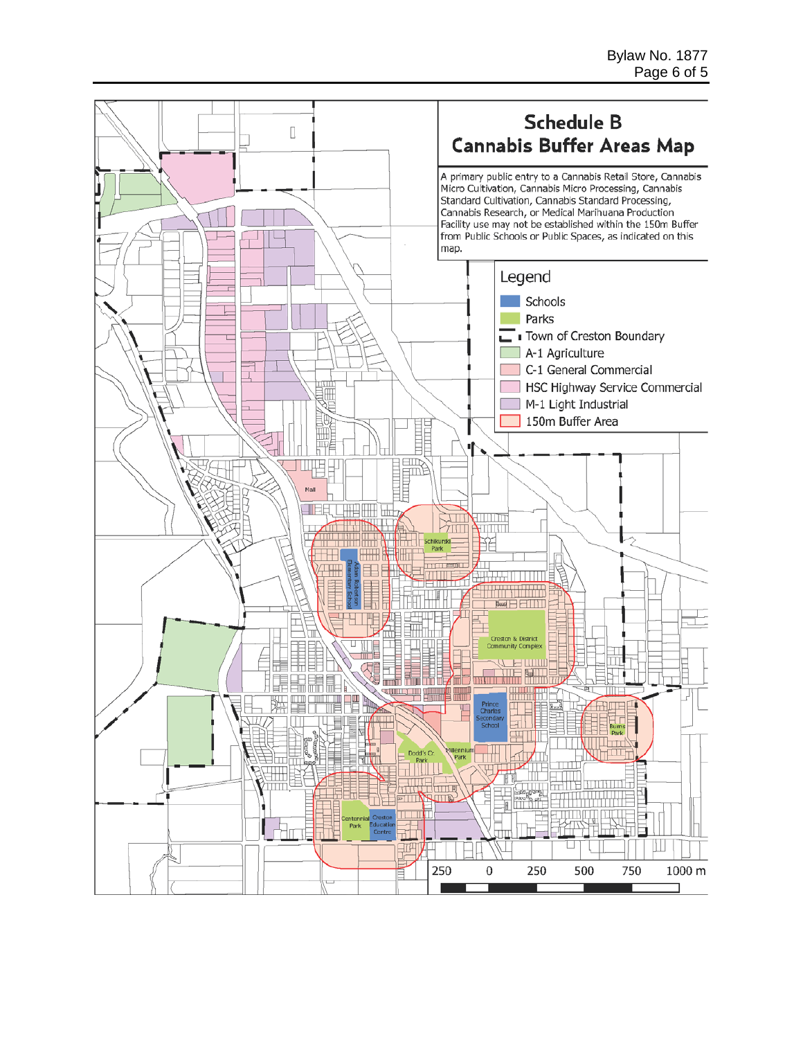# Schedule B
# Cannabis Buffer Areas Map

A primary public entry to a Cannabis Retail Store, Cannabis Micro Cultivation, Cannabis Micro Processing, Cannabis Standard Cultivation, Cannabis Standard Processing, Cannabis Research, or Medical Marihuana Production Facility use may not be established within the 150m Buffer from Public Schools or Public Spaces, as indicated on this map.

Legend

- Schools
- Parks
- Town of Creston Boundary
- A-1 Agriculture
- C-1 General Commercial
- HSC Highway Service Commercial
- M-1 Light Industrial
- 150m Buffer Area

Mall

Schikurski Park

Adam Robertson Elementary School

Creston & District Community Complex

Prince Charles Secondary School

Burns Park

Dodd's Cr Park

Millennium Park

Centennial Park

Creston Education Centre

250 0 250 500 750 1000 m